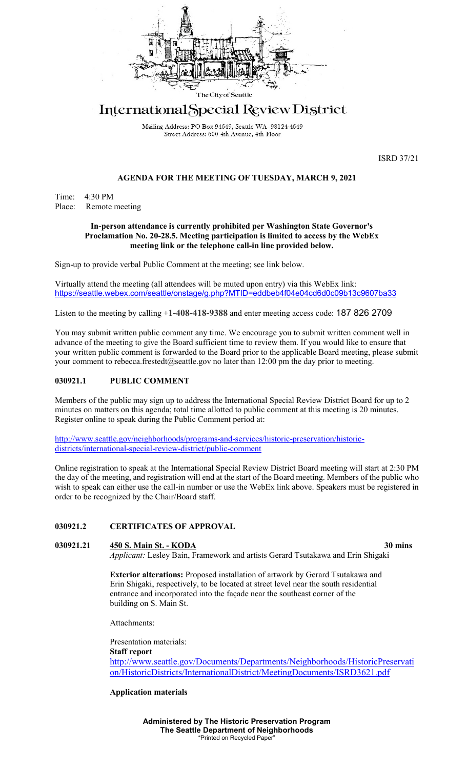The City of Seattle

# International Special Review District

Mailing Address: PO Box 94649, Seattle WA 98124-4649
Street Address: 600 4th Avenue, 4th Floor

ISRD 37/21

## AGENDA FOR THE MEETING OF TUESDAY, MARCH 9, 2021

Time: 4:30 PM
Place: Remote meeting

**In-person attendance is currently prohibited per Washington State Governor's Proclamation No. 20-28.5. Meeting participation is limited to access by the WebEx meeting link or the telephone call-in line provided below.**

Sign-up to provide verbal Public Comment at the meeting; see link below.

Virtually attend the meeting (all attendees will be muted upon entry) via this WebEx link: https://seattle.webex.com/seattle/onstage/g.php?MTID=eddbeb4f04e04cd6d0c09b13c9607ba33

Listen to the meeting by calling **+1-408-418-9388** and enter meeting access code: 187 826 2709

You may submit written public comment any time. We encourage you to submit written comment well in advance of the meeting to give the Board sufficient time to review them. If you would like to ensure that your written public comment is forwarded to the Board prior to the applicable Board meeting, please submit your comment to rebecca.frestedt@seattle.gov no later than 12:00 pm the day prior to meeting.

### 030921.1 PUBLIC COMMENT

Members of the public may sign up to address the International Special Review District Board for up to 2 minutes on matters on this agenda; total time allotted to public comment at this meeting is 20 minutes. Register online to speak during the Public Comment period at:

http://www.seattle.gov/neighborhoods/programs-and-services/historic-preservation/historic-districts/international-special-review-district/public-comment

Online registration to speak at the International Special Review District Board meeting will start at 2:30 PM the day of the meeting, and registration will end at the start of the Board meeting. Members of the public who wish to speak can either use the call-in number or use the WebEx link above. Speakers must be registered in order to be recognized by the Chair/Board staff.

### 030921.2 CERTIFICATES OF APPROVAL

### 030921.21 450 S. Main St. - KODA — 30 mins

*Applicant:* Lesley Bain, Framework and artists Gerard Tsutakawa and Erin Shigaki

**Exterior alterations:** Proposed installation of artwork by Gerard Tsutakawa and Erin Shigaki, respectively, to be located at street level near the south residential entrance and incorporated into the façade near the southeast corner of the building on S. Main St.

Attachments:

Presentation materials:
**Staff report**
http://www.seattle.gov/Documents/Departments/Neighborhoods/HistoricPreservation/HistoricDistricts/InternationalDistrict/MeetingDocuments/ISRD3621.pdf

**Application materials**

**Administered by The Historic Preservation Program**
**The Seattle Department of Neighborhoods**
"Printed on Recycled Paper"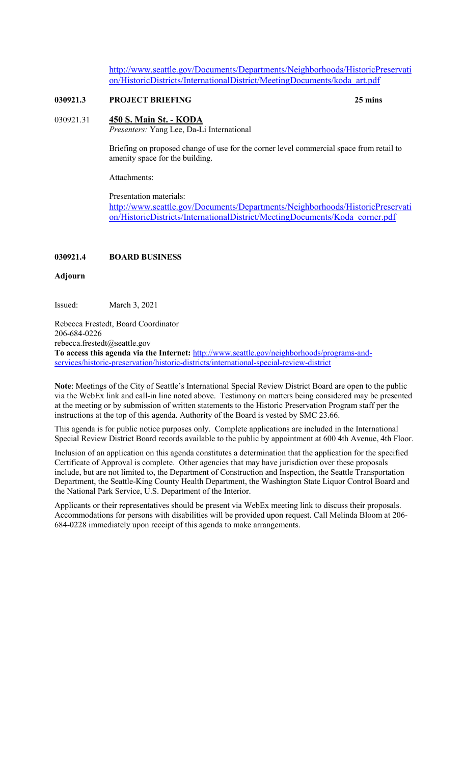http://www.seattle.gov/Documents/Departments/Neighborhoods/HistoricPreservation/HistoricDistricts/InternationalDistrict/MeetingDocuments/koda_art.pdf

**030921.3 PROJECT BRIEFING** **25 mins**

030921.31 **450 S. Main St. - KODA**
*Presenters:* Yang Lee, Da-Li International

Briefing on proposed change of use for the corner level commercial space from retail to amenity space for the building.

Attachments:

Presentation materials:
http://www.seattle.gov/Documents/Departments/Neighborhoods/HistoricPreservation/HistoricDistricts/InternationalDistrict/MeetingDocuments/Koda_corner.pdf

**030921.4 BOARD BUSINESS**

**Adjourn**

Issued: March 3, 2021

Rebecca Frestedt, Board Coordinator
206-684-0226
rebecca.frestedt@seattle.gov
**To access this agenda via the Internet:** http://www.seattle.gov/neighborhoods/programs-and-services/historic-preservation/historic-districts/international-special-review-district

**Note**: Meetings of the City of Seattle's International Special Review District Board are open to the public via the WebEx link and call-in line noted above. Testimony on matters being considered may be presented at the meeting or by submission of written statements to the Historic Preservation Program staff per the instructions at the top of this agenda. Authority of the Board is vested by SMC 23.66.

This agenda is for public notice purposes only. Complete applications are included in the International Special Review District Board records available to the public by appointment at 600 4th Avenue, 4th Floor.

Inclusion of an application on this agenda constitutes a determination that the application for the specified Certificate of Approval is complete. Other agencies that may have jurisdiction over these proposals include, but are not limited to, the Department of Construction and Inspection, the Seattle Transportation Department, the Seattle-King County Health Department, the Washington State Liquor Control Board and the National Park Service, U.S. Department of the Interior.

Applicants or their representatives should be present via WebEx meeting link to discuss their proposals. Accommodations for persons with disabilities will be provided upon request. Call Melinda Bloom at 206-684-0228 immediately upon receipt of this agenda to make arrangements.